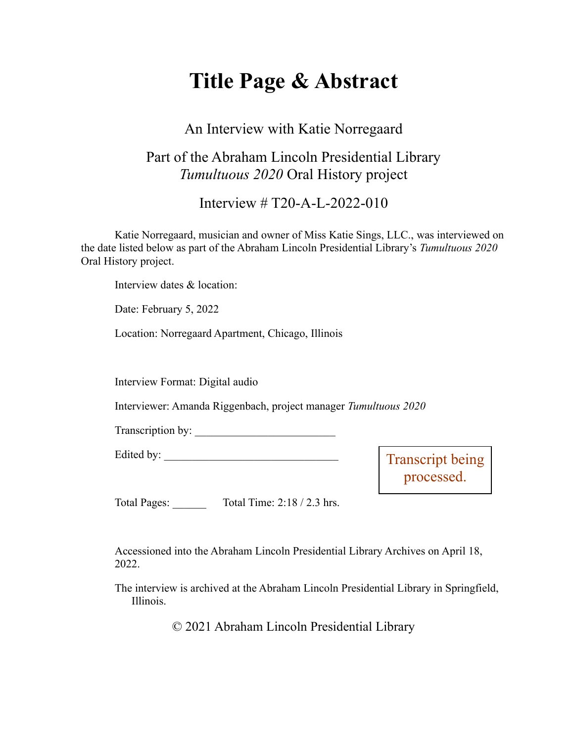# Title Page & Abstract

An Interview with Katie Norregaard

Part of the Abraham Lincoln Presidential Library
*Tumultuous 2020* Oral History project

Interview # T20-A-L-2022-010

Katie Norregaard, musician and owner of Miss Katie Sings, LLC., was interviewed on the date listed below as part of the Abraham Lincoln Presidential Library's *Tumultuous 2020* Oral History project.

Interview dates & location:

Date: February 5, 2022

Location: Norregaard Apartment, Chicago, Illinois

Interview Format: Digital audio

Interviewer: Amanda Riggenbach, project manager *Tumultuous 2020*

Transcription by: ________________________

Edited by: ______________________________

Transcript being processed.

Total Pages: ______ Total Time: 2:18 / 2.3 hrs.

Accessioned into the Abraham Lincoln Presidential Library Archives on April 18, 2022.

The interview is archived at the Abraham Lincoln Presidential Library in Springfield, Illinois.

© 2021 Abraham Lincoln Presidential Library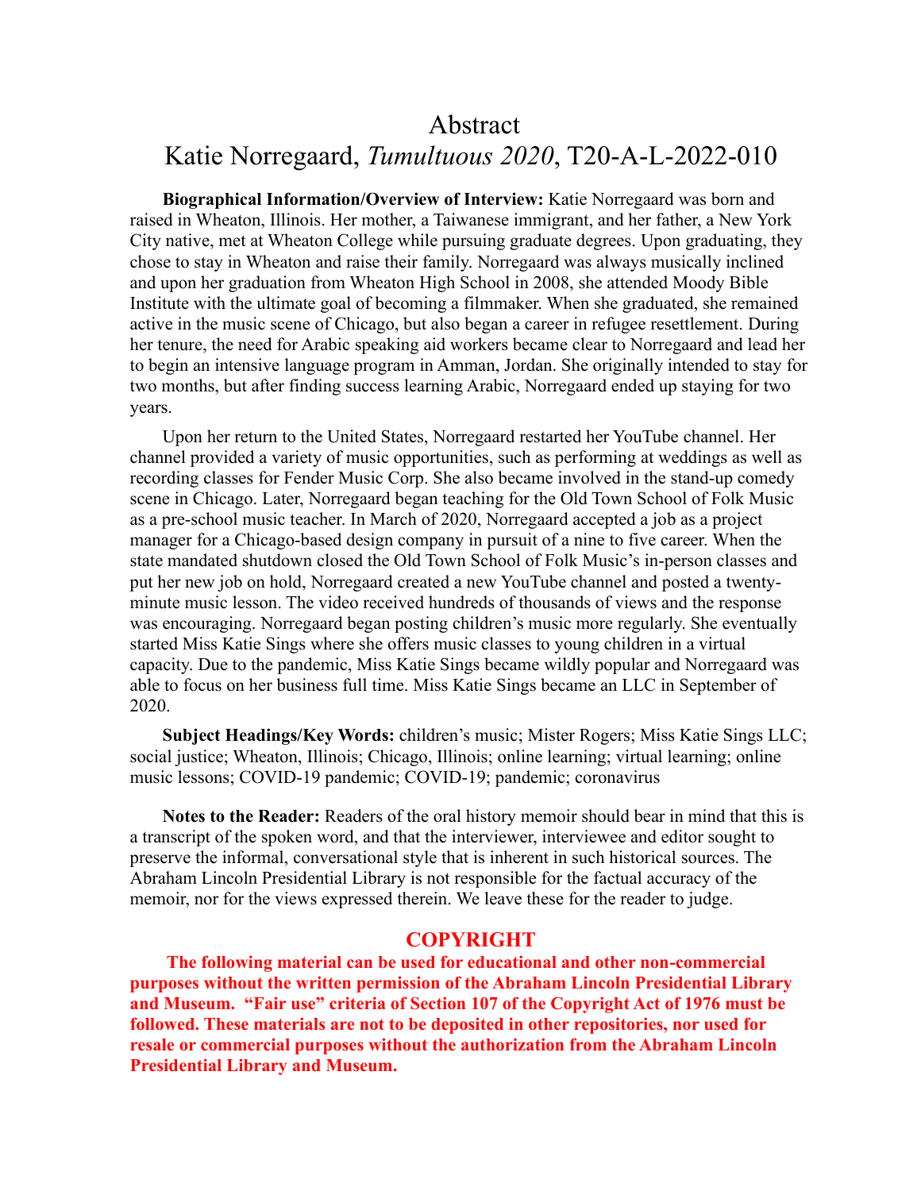# Abstract

## Katie Norregaard, *Tumultuous 2020*, T20-A-L-2022-010

**Biographical Information/Overview of Interview:** Katie Norregaard was born and raised in Wheaton, Illinois. Her mother, a Taiwanese immigrant, and her father, a New York City native, met at Wheaton College while pursuing graduate degrees. Upon graduating, they chose to stay in Wheaton and raise their family. Norregaard was always musically inclined and upon her graduation from Wheaton High School in 2008, she attended Moody Bible Institute with the ultimate goal of becoming a filmmaker. When she graduated, she remained active in the music scene of Chicago, but also began a career in refugee resettlement. During her tenure, the need for Arabic speaking aid workers became clear to Norregaard and lead her to begin an intensive language program in Amman, Jordan. She originally intended to stay for two months, but after finding success learning Arabic, Norregaard ended up staying for two years.

Upon her return to the United States, Norregaard restarted her YouTube channel. Her channel provided a variety of music opportunities, such as performing at weddings as well as recording classes for Fender Music Corp. She also became involved in the stand-up comedy scene in Chicago. Later, Norregaard began teaching for the Old Town School of Folk Music as a pre-school music teacher. In March of 2020, Norregaard accepted a job as a project manager for a Chicago-based design company in pursuit of a nine to five career. When the state mandated shutdown closed the Old Town School of Folk Music's in-person classes and put her new job on hold, Norregaard created a new YouTube channel and posted a twenty-minute music lesson. The video received hundreds of thousands of views and the response was encouraging. Norregaard began posting children's music more regularly. She eventually started Miss Katie Sings where she offers music classes to young children in a virtual capacity. Due to the pandemic, Miss Katie Sings became wildly popular and Norregaard was able to focus on her business full time. Miss Katie Sings became an LLC in September of 2020.

**Subject Headings/Key Words:** children's music; Mister Rogers; Miss Katie Sings LLC; social justice; Wheaton, Illinois; Chicago, Illinois; online learning; virtual learning; online music lessons; COVID-19 pandemic; COVID-19; pandemic; coronavirus

**Notes to the Reader:** Readers of the oral history memoir should bear in mind that this is a transcript of the spoken word, and that the interviewer, interviewee and editor sought to preserve the informal, conversational style that is inherent in such historical sources. The Abraham Lincoln Presidential Library is not responsible for the factual accuracy of the memoir, nor for the views expressed therein. We leave these for the reader to judge.

## COPYRIGHT

**The following material can be used for educational and other non-commercial purposes without the written permission of the Abraham Lincoln Presidential Library and Museum. "Fair use" criteria of Section 107 of the Copyright Act of 1976 must be followed. These materials are not to be deposited in other repositories, nor used for resale or commercial purposes without the authorization from the Abraham Lincoln Presidential Library and Museum.**